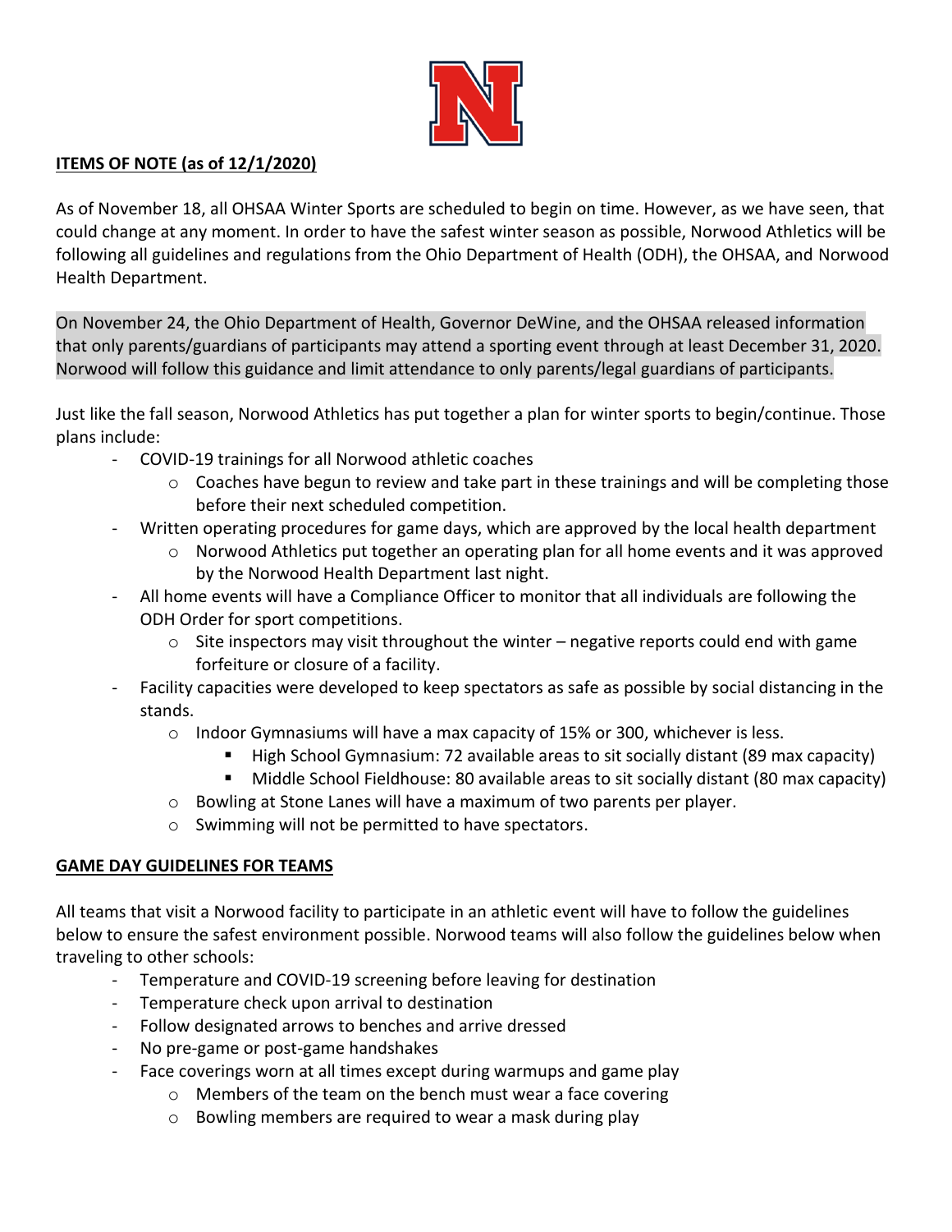**ITEMS OF NOTE (as of 12/1/2020)**

As of November 18, all OHSAA Winter Sports are scheduled to begin on time. However, as we have seen, that could change at any moment. In order to have the safest winter season as possible, Norwood Athletics will be following all guidelines and regulations from the Ohio Department of Health (ODH), the OHSAA, and Norwood Health Department.

On November 24, the Ohio Department of Health, Governor DeWine, and the OHSAA released information that only parents/guardians of participants may attend a sporting event through at least December 31, 2020. Norwood will follow this guidance and limit attendance to only parents/legal guardians of participants.

Just like the fall season, Norwood Athletics has put together a plan for winter sports to begin/continue. Those plans include:

- COVID-19 trainings for all Norwood athletic coaches
  - Coaches have begun to review and take part in these trainings and will be completing those before their next scheduled competition.
- Written operating procedures for game days, which are approved by the local health department
  - Norwood Athletics put together an operating plan for all home events and it was approved by the Norwood Health Department last night.
- All home events will have a Compliance Officer to monitor that all individuals are following the ODH Order for sport competitions.
  - Site inspectors may visit throughout the winter – negative reports could end with game forfeiture or closure of a facility.
- Facility capacities were developed to keep spectators as safe as possible by social distancing in the stands.
  - Indoor Gymnasiums will have a max capacity of 15% or 300, whichever is less.
    - High School Gymnasium: 72 available areas to sit socially distant (89 max capacity)
    - Middle School Fieldhouse: 80 available areas to sit socially distant (80 max capacity)
  - Bowling at Stone Lanes will have a maximum of two parents per player.
  - Swimming will not be permitted to have spectators.

**GAME DAY GUIDELINES FOR TEAMS**

All teams that visit a Norwood facility to participate in an athletic event will have to follow the guidelines below to ensure the safest environment possible. Norwood teams will also follow the guidelines below when traveling to other schools:

- Temperature and COVID-19 screening before leaving for destination
- Temperature check upon arrival to destination
- Follow designated arrows to benches and arrive dressed
- No pre-game or post-game handshakes
- Face coverings worn at all times except during warmups and game play
  - Members of the team on the bench must wear a face covering
  - Bowling members are required to wear a mask during play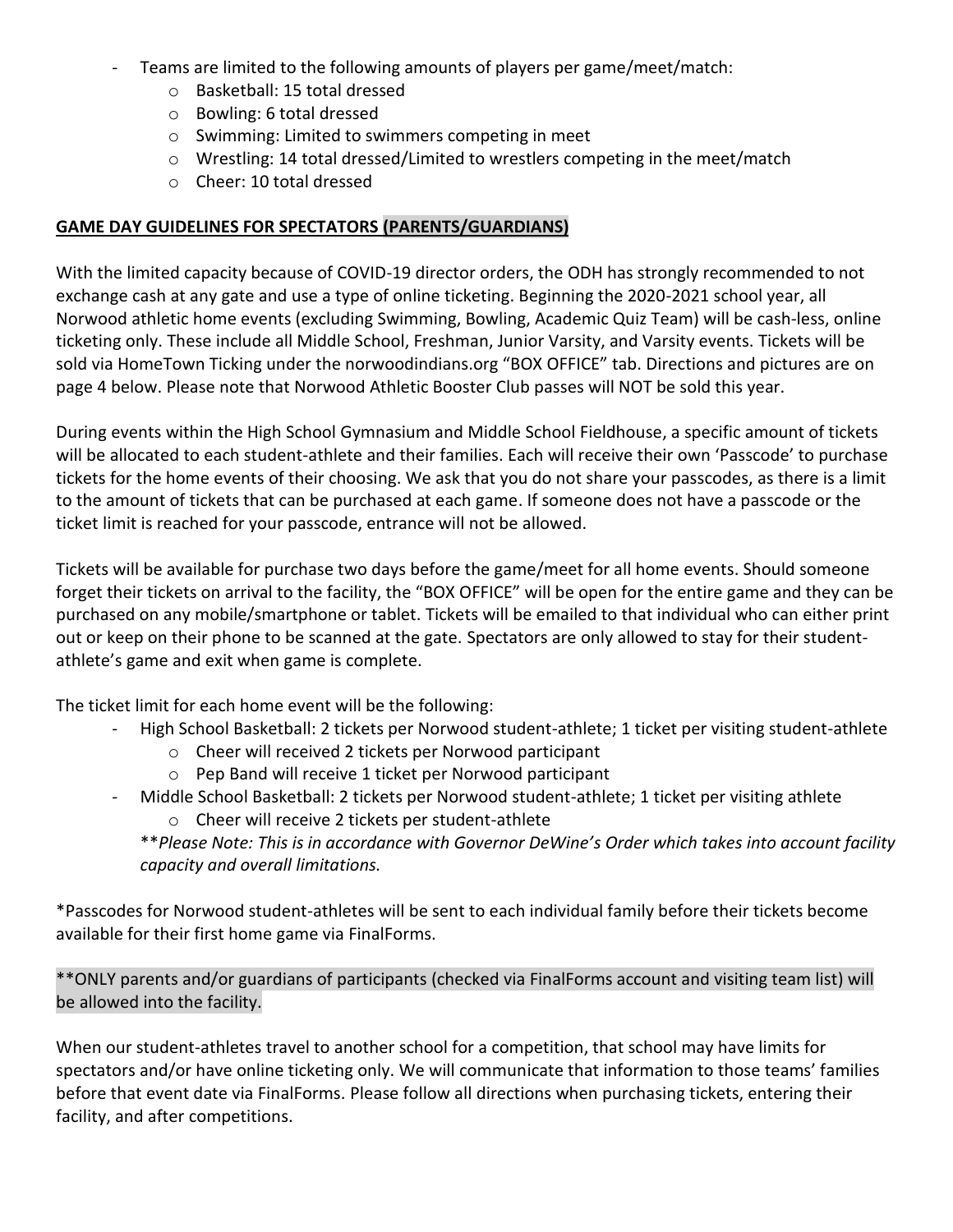- Teams are limited to the following amounts of players per game/meet/match:
    - Basketball: 15 total dressed
    - Bowling: 6 total dressed
    - Swimming: Limited to swimmers competing in meet
    - Wrestling: 14 total dressed/Limited to wrestlers competing in the meet/match
    - Cheer: 10 total dressed

**GAME DAY GUIDELINES FOR SPECTATORS (PARENTS/GUARDIANS)**

With the limited capacity because of COVID-19 director orders, the ODH has strongly recommended to not exchange cash at any gate and use a type of online ticketing. Beginning the 2020-2021 school year, all Norwood athletic home events (excluding Swimming, Bowling, Academic Quiz Team) will be cash-less, online ticketing only. These include all Middle School, Freshman, Junior Varsity, and Varsity events. Tickets will be sold via HomeTown Ticking under the norwoodindians.org "BOX OFFICE" tab. Directions and pictures are on page 4 below. Please note that Norwood Athletic Booster Club passes will NOT be sold this year.

During events within the High School Gymnasium and Middle School Fieldhouse, a specific amount of tickets will be allocated to each student-athlete and their families. Each will receive their own 'Passcode' to purchase tickets for the home events of their choosing. We ask that you do not share your passcodes, as there is a limit to the amount of tickets that can be purchased at each game. If someone does not have a passcode or the ticket limit is reached for your passcode, entrance will not be allowed.

Tickets will be available for purchase two days before the game/meet for all home events. Should someone forget their tickets on arrival to the facility, the "BOX OFFICE" will be open for the entire game and they can be purchased on any mobile/smartphone or tablet. Tickets will be emailed to that individual who can either print out or keep on their phone to be scanned at the gate. Spectators are only allowed to stay for their student-athlete's game and exit when game is complete.

The ticket limit for each home event will be the following:

- High School Basketball: 2 tickets per Norwood student-athlete; 1 ticket per visiting student-athlete
    - Cheer will received 2 tickets per Norwood participant
    - Pep Band will receive 1 ticket per Norwood participant
- Middle School Basketball: 2 tickets per Norwood student-athlete; 1 ticket per visiting athlete
    - Cheer will receive 2 tickets per student-athlete

  \*\**Please Note: This is in accordance with Governor DeWine's Order which takes into account facility capacity and overall limitations.*

\*Passcodes for Norwood student-athletes will be sent to each individual family before their tickets become available for their first home game via FinalForms.

\*\*ONLY parents and/or guardians of participants (checked via FinalForms account and visiting team list) will be allowed into the facility.

When our student-athletes travel to another school for a competition, that school may have limits for spectators and/or have online ticketing only. We will communicate that information to those teams' families before that event date via FinalForms. Please follow all directions when purchasing tickets, entering their facility, and after competitions.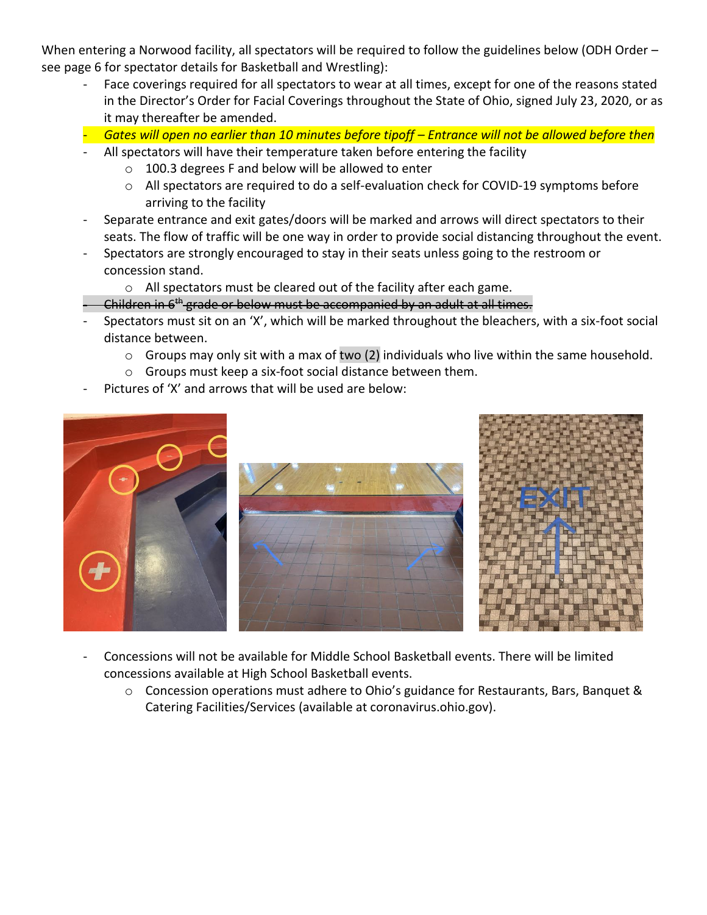When entering a Norwood facility, all spectators will be required to follow the guidelines below (ODH Order – see page 6 for spectator details for Basketball and Wrestling):

- Face coverings required for all spectators to wear at all times, except for one of the reasons stated in the Director's Order for Facial Coverings throughout the State of Ohio, signed July 23, 2020, or as it may thereafter be amended.
- *Gates will open no earlier than 10 minutes before tipoff – Entrance will not be allowed before then*
- All spectators will have their temperature taken before entering the facility
    - 100.3 degrees F and below will be allowed to enter
    - All spectators are required to do a self-evaluation check for COVID-19 symptoms before arriving to the facility
- Separate entrance and exit gates/doors will be marked and arrows will direct spectators to their seats. The flow of traffic will be one way in order to provide social distancing throughout the event.
- Spectators are strongly encouraged to stay in their seats unless going to the restroom or concession stand.
    - All spectators must be cleared out of the facility after each game.
- ~~Children in 6th grade or below must be accompanied by an adult at all times.~~
- Spectators must sit on an 'X', which will be marked throughout the bleachers, with a six-foot social distance between.
    - Groups may only sit with a max of two (2) individuals who live within the same household.
    - Groups must keep a six-foot social distance between them.
- Pictures of 'X' and arrows that will be used are below:

- Concessions will not be available for Middle School Basketball events. There will be limited concessions available at High School Basketball events.
    - Concession operations must adhere to Ohio's guidance for Restaurants, Bars, Banquet & Catering Facilities/Services (available at coronavirus.ohio.gov).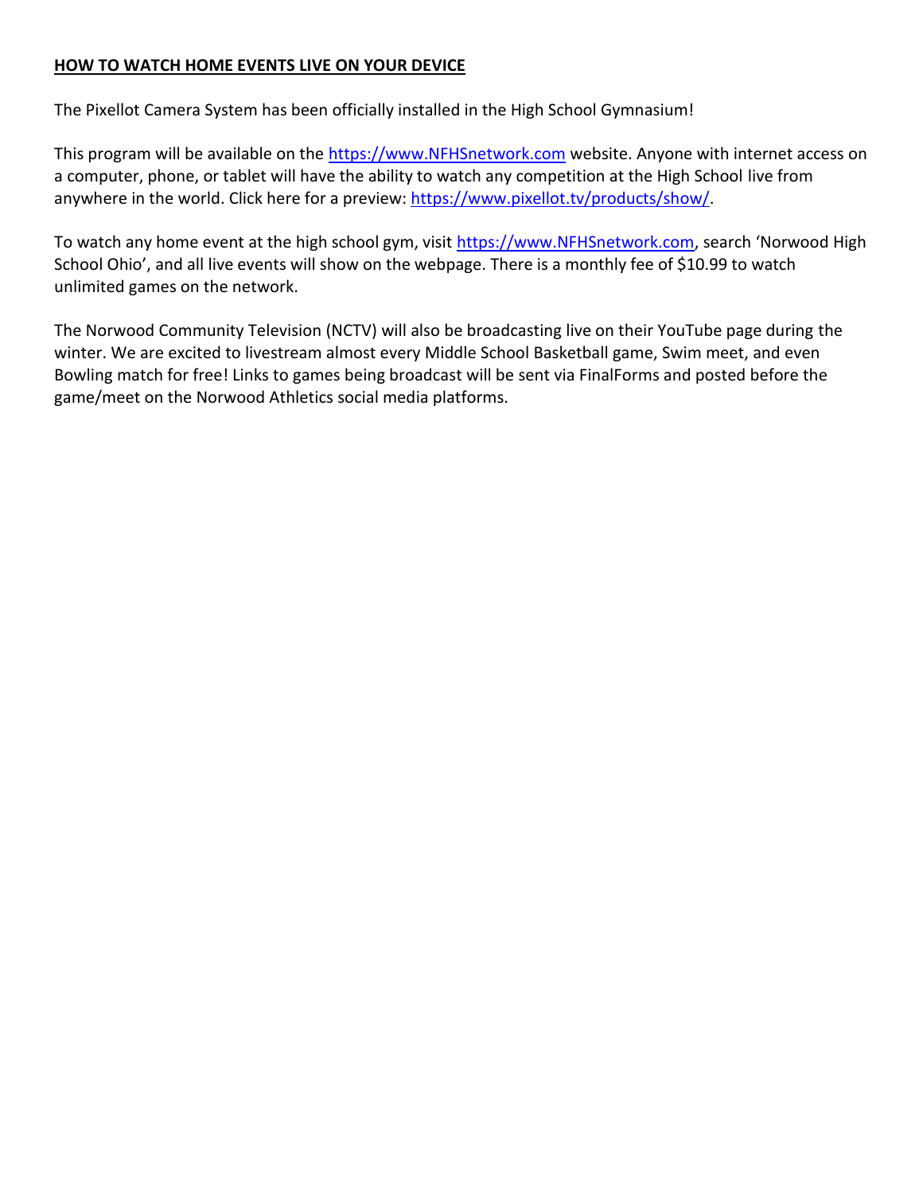## **HOW TO WATCH HOME EVENTS LIVE ON YOUR DEVICE**

The Pixellot Camera System has been officially installed in the High School Gymnasium!

This program will be available on the [https://www.NFHSnetwork.com](https://www.NFHSnetwork.com) website. Anyone with internet access on a computer, phone, or tablet will have the ability to watch any competition at the High School live from anywhere in the world. Click here for a preview: [https://www.pixellot.tv/products/show/](https://www.pixellot.tv/products/show/).

To watch any home event at the high school gym, visit [https://www.NFHSnetwork.com](https://www.NFHSnetwork.com), search 'Norwood High School Ohio', and all live events will show on the webpage. There is a monthly fee of $10.99 to watch unlimited games on the network.

The Norwood Community Television (NCTV) will also be broadcasting live on their YouTube page during the winter. We are excited to livestream almost every Middle School Basketball game, Swim meet, and even Bowling match for free! Links to games being broadcast will be sent via FinalForms and posted before the game/meet on the Norwood Athletics social media platforms.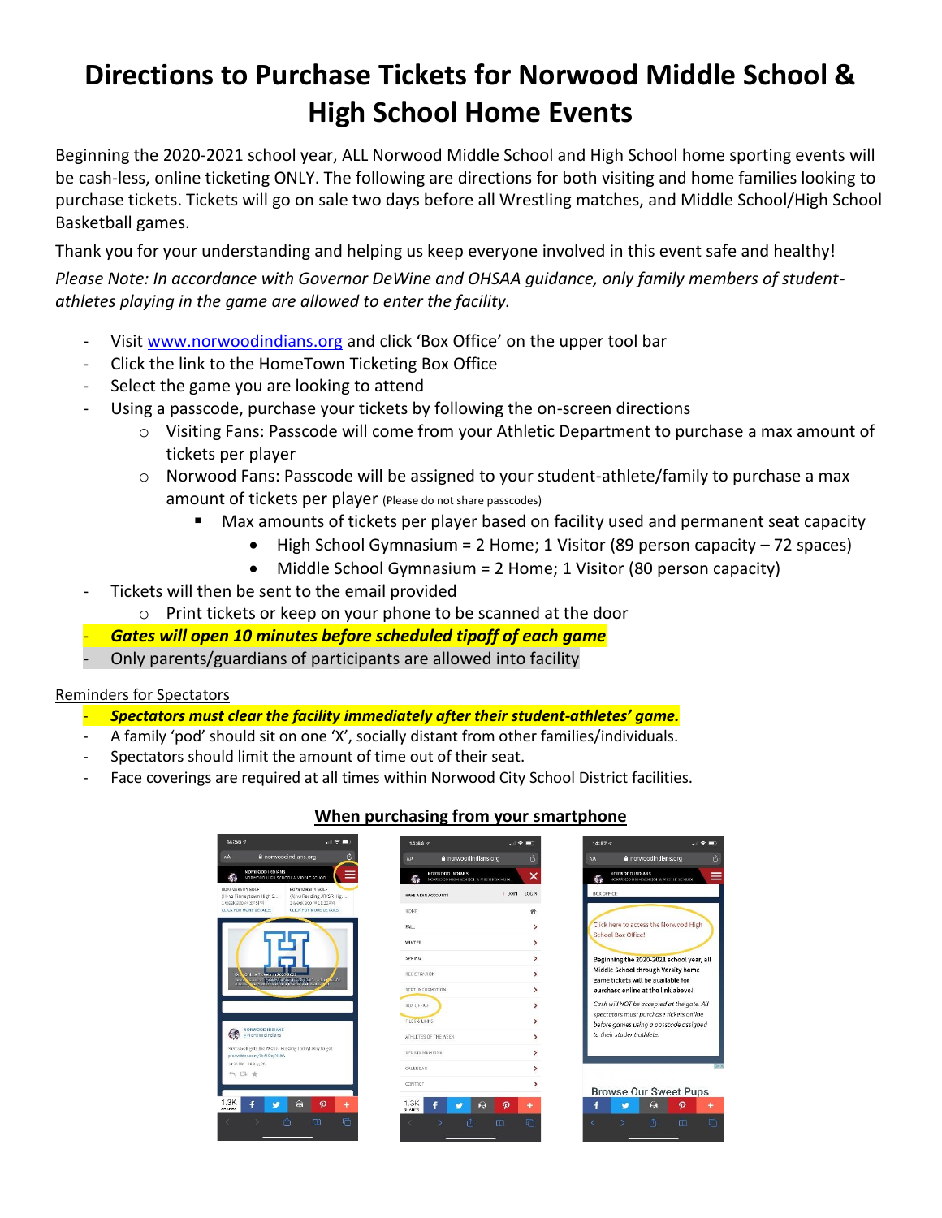# Directions to Purchase Tickets for Norwood Middle School & High School Home Events

Beginning the 2020-2021 school year, ALL Norwood Middle School and High School home sporting events will be cash-less, online ticketing ONLY. The following are directions for both visiting and home families looking to purchase tickets. Tickets will go on sale two days before all Wrestling matches, and Middle School/High School Basketball games.

Thank you for your understanding and helping us keep everyone involved in this event safe and healthy!

*Please Note: In accordance with Governor DeWine and OHSAA guidance, only family members of student-athletes playing in the game are allowed to enter the facility.*

- Visit www.norwoodindians.org and click 'Box Office' on the upper tool bar
- Click the link to the HomeTown Ticketing Box Office
- Select the game you are looking to attend
- Using a passcode, purchase your tickets by following the on-screen directions
  - Visiting Fans: Passcode will come from your Athletic Department to purchase a max amount of tickets per player
  - Norwood Fans: Passcode will be assigned to your student-athlete/family to purchase a max amount of tickets per player (Please do not share passcodes)
    - Max amounts of tickets per player based on facility used and permanent seat capacity
      - High School Gymnasium = 2 Home; 1 Visitor (89 person capacity – 72 spaces)
      - Middle School Gymnasium = 2 Home; 1 Visitor (80 person capacity)
- Tickets will then be sent to the email provided
  - Print tickets or keep on your phone to be scanned at the door
- ***Gates will open 10 minutes before scheduled tipoff of each game***
- Only parents/guardians of participants are allowed into facility

Reminders for Spectators

- ***Spectators must clear the facility immediately after their student-athletes' game.***
- A family 'pod' should sit on one 'X', socially distant from other families/individuals.
- Spectators should limit the amount of time out of their seat.
- Face coverings are required at all times within Norwood City School District facilities.

**When purchasing from your smartphone**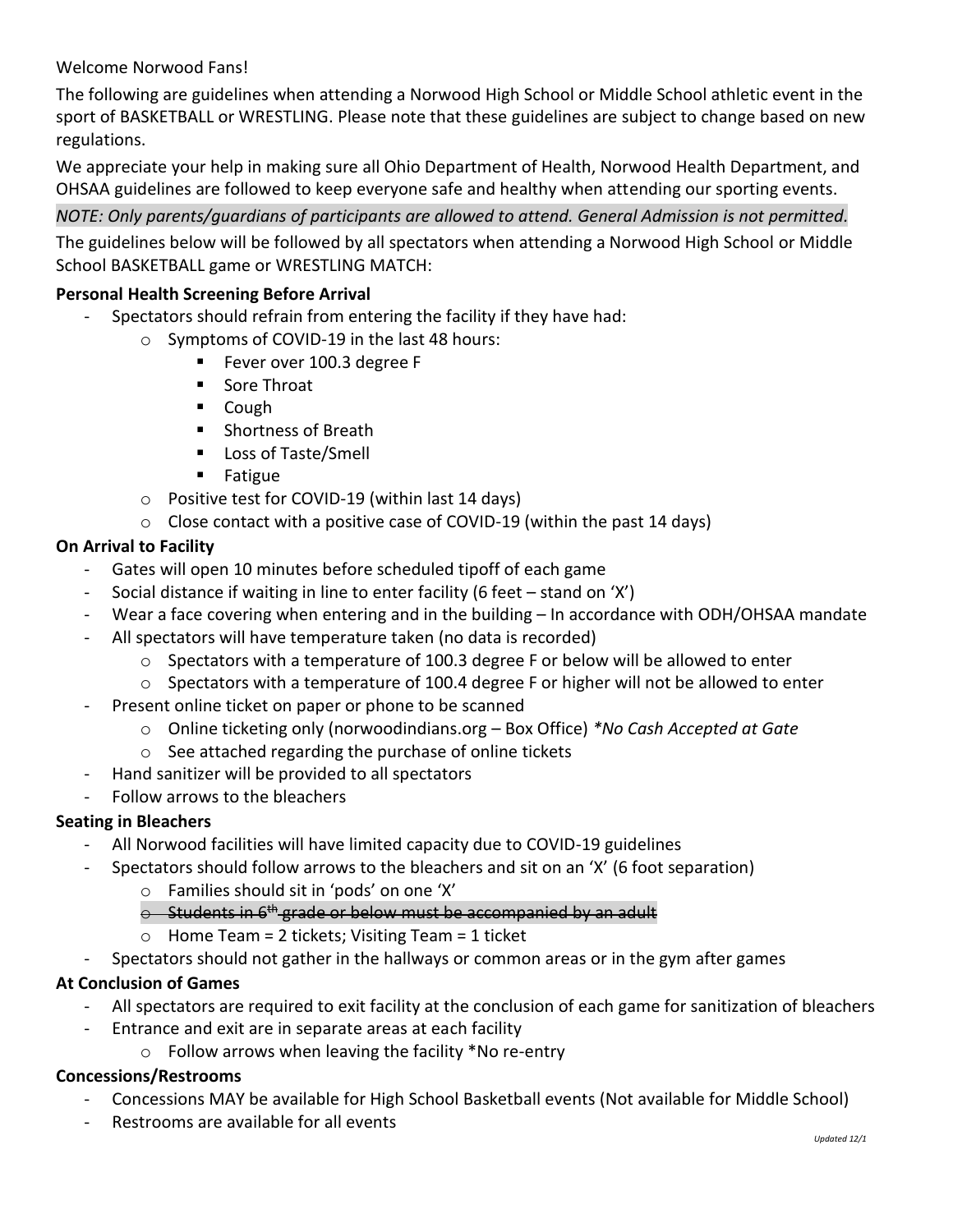Welcome Norwood Fans!

The following are guidelines when attending a Norwood High School or Middle School athletic event in the sport of BASKETBALL or WRESTLING. Please note that these guidelines are subject to change based on new regulations.

We appreciate your help in making sure all Ohio Department of Health, Norwood Health Department, and OHSAA guidelines are followed to keep everyone safe and healthy when attending our sporting events.

*NOTE: Only parents/guardians of participants are allowed to attend. General Admission is not permitted.*

The guidelines below will be followed by all spectators when attending a Norwood High School or Middle School BASKETBALL game or WRESTLING MATCH:

**Personal Health Screening Before Arrival**

- Spectators should refrain from entering the facility if they have had:
  - Symptoms of COVID-19 in the last 48 hours:
    - Fever over 100.3 degree F
    - Sore Throat
    - Cough
    - Shortness of Breath
    - Loss of Taste/Smell
    - Fatigue
  - Positive test for COVID-19 (within last 14 days)
  - Close contact with a positive case of COVID-19 (within the past 14 days)

**On Arrival to Facility**

- Gates will open 10 minutes before scheduled tipoff of each game
- Social distance if waiting in line to enter facility (6 feet – stand on 'X')
- Wear a face covering when entering and in the building – In accordance with ODH/OHSAA mandate
- All spectators will have temperature taken (no data is recorded)
  - Spectators with a temperature of 100.3 degree F or below will be allowed to enter
  - Spectators with a temperature of 100.4 degree F or higher will not be allowed to enter
- Present online ticket on paper or phone to be scanned
  - Online ticketing only (norwoodindians.org – Box Office) *\*No Cash Accepted at Gate*
  - See attached regarding the purchase of online tickets
- Hand sanitizer will be provided to all spectators
- Follow arrows to the bleachers

**Seating in Bleachers**

- All Norwood facilities will have limited capacity due to COVID-19 guidelines
- Spectators should follow arrows to the bleachers and sit on an 'X' (6 foot separation)
  - Families should sit in 'pods' on one 'X'
  - ~~Students in 6th grade or below must be accompanied by an adult~~
  - Home Team = 2 tickets; Visiting Team = 1 ticket
- Spectators should not gather in the hallways or common areas or in the gym after games

**At Conclusion of Games**

- All spectators are required to exit facility at the conclusion of each game for sanitization of bleachers
- Entrance and exit are in separate areas at each facility
  - Follow arrows when leaving the facility \*No re-entry

**Concessions/Restrooms**

- Concessions MAY be available for High School Basketball events (Not available for Middle School)
- Restrooms are available for all events

*Updated 12/1*